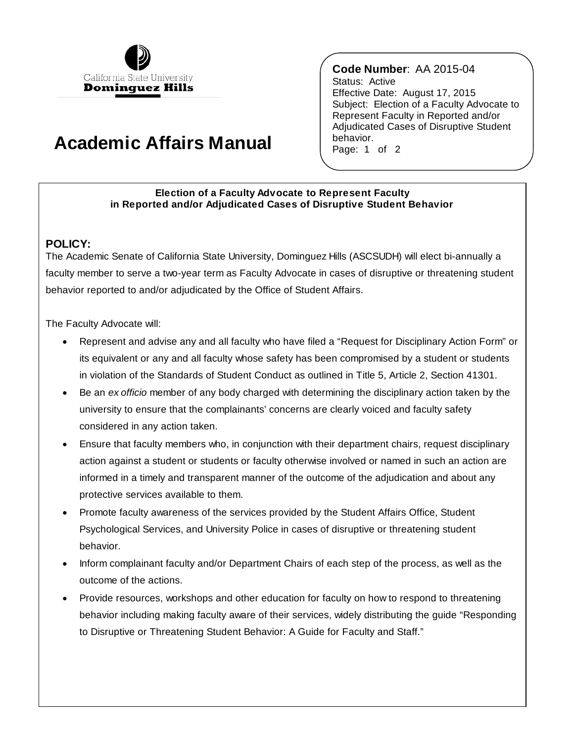California State University
**Dominguez Hills**

# Academic Affairs Manual

**Code Number**: AA 2015-04
Status: Active
Effective Date: August 17, 2015
Subject: Election of a Faculty Advocate to Represent Faculty in Reported and/or Adjudicated Cases of Disruptive Student behavior.

## Election of a Faculty Advocate to Represent Faculty in Reported and/or Adjudicated Cases of Disruptive Student Behavior

### POLICY:

The Academic Senate of California State University, Dominguez Hills (ASCSUDH) will elect bi-annually a faculty member to serve a two-year term as Faculty Advocate in cases of disruptive or threatening student behavior reported to and/or adjudicated by the Office of Student Affairs.

The Faculty Advocate will:

- Represent and advise any and all faculty who have filed a "Request for Disciplinary Action Form" or its equivalent or any and all faculty whose safety has been compromised by a student or students in violation of the Standards of Student Conduct as outlined in Title 5, Article 2, Section 41301.
- Be an *ex officio* member of any body charged with determining the disciplinary action taken by the university to ensure that the complainants' concerns are clearly voiced and faculty safety considered in any action taken.
- Ensure that faculty members who, in conjunction with their department chairs, request disciplinary action against a student or students or faculty otherwise involved or named in such an action are informed in a timely and transparent manner of the outcome of the adjudication and about any protective services available to them.
- Promote faculty awareness of the services provided by the Student Affairs Office, Student Psychological Services, and University Police in cases of disruptive or threatening student behavior.
- Inform complainant faculty and/or Department Chairs of each step of the process, as well as the outcome of the actions.
- Provide resources, workshops and other education for faculty on how to respond to threatening behavior including making faculty aware of their services, widely distributing the guide "Responding to Disruptive or Threatening Student Behavior: A Guide for Faculty and Staff."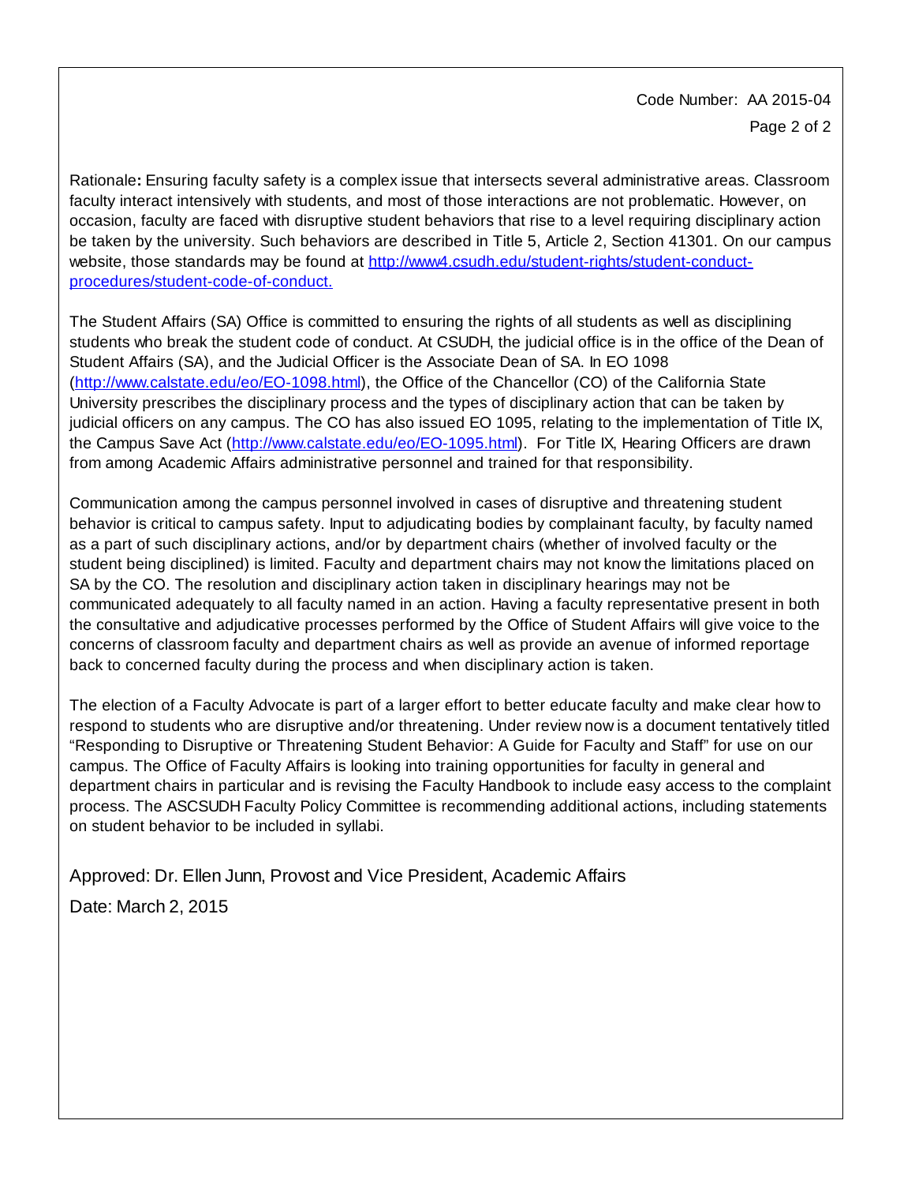Code Number: AA 2015-04

**Rationale:** Ensuring faculty safety is a complex issue that intersects several administrative areas. Classroom faculty interact intensively with students, and most of those interactions are not problematic. However, on occasion, faculty are faced with disruptive student behaviors that rise to a level requiring disciplinary action be taken by the university. Such behaviors are described in Title 5, Article 2, Section 41301. On our campus website, those standards may be found at http://www4.csudh.edu/student-rights/student-conduct-procedures/student-code-of-conduct.

The Student Affairs (SA) Office is committed to ensuring the rights of all students as well as disciplining students who break the student code of conduct. At CSUDH, the judicial office is in the office of the Dean of Student Affairs (SA), and the Judicial Officer is the Associate Dean of SA. In EO 1098 (http://www.calstate.edu/eo/EO-1098.html), the Office of the Chancellor (CO) of the California State University prescribes the disciplinary process and the types of disciplinary action that can be taken by judicial officers on any campus. The CO has also issued EO 1095, relating to the implementation of Title IX, the Campus Save Act (http://www.calstate.edu/eo/EO-1095.html). For Title IX, Hearing Officers are drawn from among Academic Affairs administrative personnel and trained for that responsibility.

Communication among the campus personnel involved in cases of disruptive and threatening student behavior is critical to campus safety. Input to adjudicating bodies by complainant faculty, by faculty named as a part of such disciplinary actions, and/or by department chairs (whether of involved faculty or the student being disciplined) is limited. Faculty and department chairs may not know the limitations placed on SA by the CO. The resolution and disciplinary action taken in disciplinary hearings may not be communicated adequately to all faculty named in an action. Having a faculty representative present in both the consultative and adjudicative processes performed by the Office of Student Affairs will give voice to the concerns of classroom faculty and department chairs as well as provide an avenue of informed reportage back to concerned faculty during the process and when disciplinary action is taken.

The election of a Faculty Advocate is part of a larger effort to better educate faculty and make clear how to respond to students who are disruptive and/or threatening. Under review now is a document tentatively titled "Responding to Disruptive or Threatening Student Behavior: A Guide for Faculty and Staff" for use on our campus. The Office of Faculty Affairs is looking into training opportunities for faculty in general and department chairs in particular and is revising the Faculty Handbook to include easy access to the complaint process. The ASCSUDH Faculty Policy Committee is recommending additional actions, including statements on student behavior to be included in syllabi.

Approved: Dr. Ellen Junn, Provost and Vice President, Academic Affairs

Date: March 2, 2015